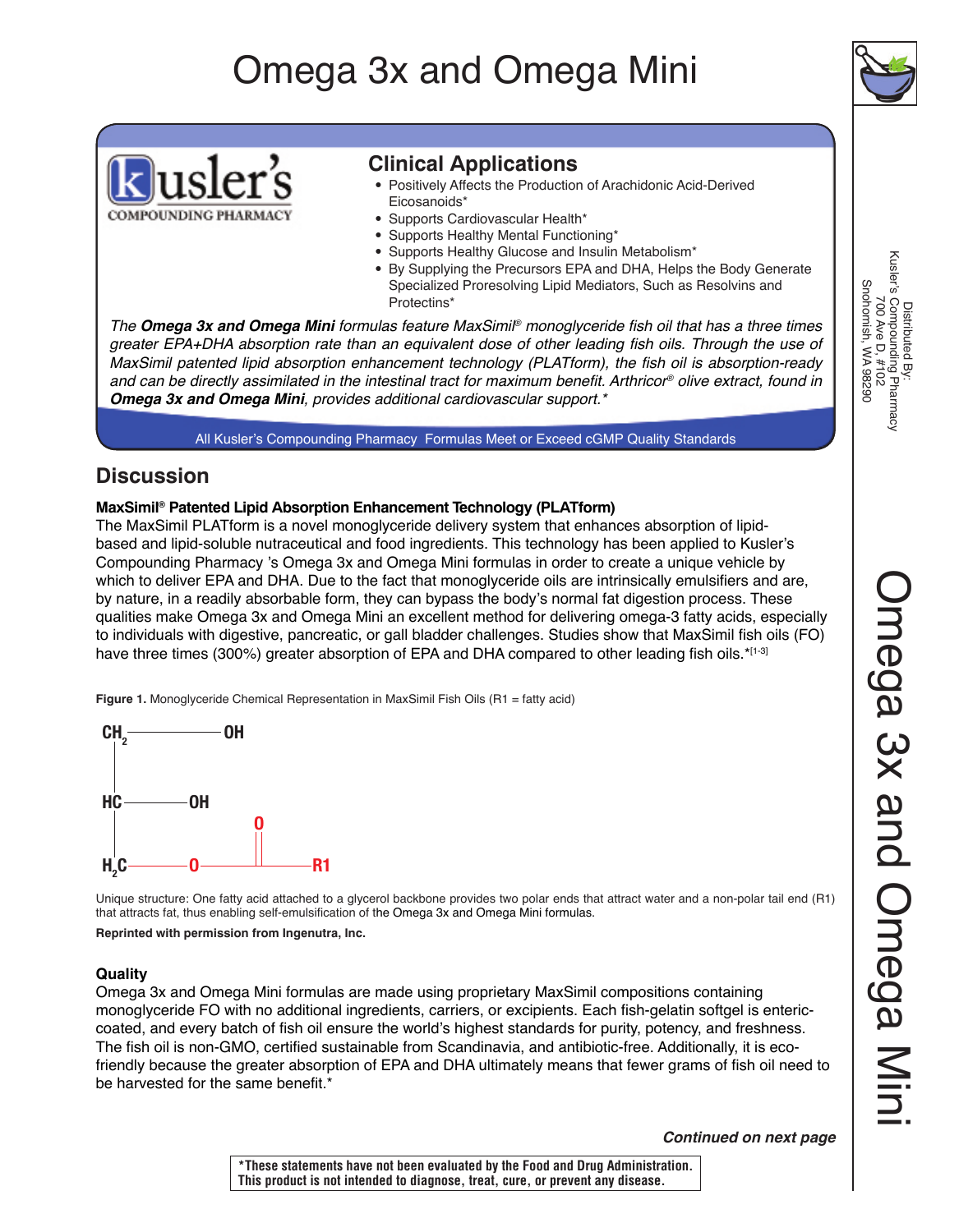# Omega 3x and Omega Mini

Kusler's COMPOUNDING PHARMACY

## Clinical Applications

- Positively Affects the Production of Arachidonic Acid-Derived Eicosanoids*
- Supports Cardiovascular Health*
- Supports Healthy Mental Functioning*
- Supports Healthy Glucose and Insulin Metabolism*
- By Supplying the Precursors EPA and DHA, Helps the Body Generate Specialized Proresolving Lipid Mediators, Such as Resolvins and Protectins*

*The **Omega 3x and Omega Mini** formulas feature MaxSimil® monoglyceride fish oil that has a three times greater EPA+DHA absorption rate than an equivalent dose of other leading fish oils. Through the use of MaxSimil patented lipid absorption enhancement technology (PLATform), the fish oil is absorption-ready and can be directly assimilated in the intestinal tract for maximum benefit. Arthricor® olive extract, found in **Omega 3x and Omega Mini**, provides additional cardiovascular support.**

All Kusler's Compounding Pharmacy Formulas Meet or Exceed cGMP Quality Standards

Distributed By:
Kusler's Compounding Pharmacy
700 Ave D, #102
Snohomish, WA 98290

## Discussion

### MaxSimil® Patented Lipid Absorption Enhancement Technology (PLATform)

The MaxSimil PLATform is a novel monoglyceride delivery system that enhances absorption of lipid-based and lipid-soluble nutraceutical and food ingredients. This technology has been applied to Kusler's Compounding Pharmacy 's Omega 3x and Omega Mini formulas in order to create a unique vehicle by which to deliver EPA and DHA. Due to the fact that monoglyceride oils are intrinsically emulsifiers and are, by nature, in a readily absorbable form, they can bypass the body's normal fat digestion process. These qualities make Omega 3x and Omega Mini an excellent method for delivering omega-3 fatty acids, especially to individuals with digestive, pancreatic, or gall bladder challenges. Studies show that MaxSimil fish oils (FO) have three times (300%) greater absorption of EPA and DHA compared to other leading fish oils.*[1-3]

**Figure 1.** Monoglyceride Chemical Representation in MaxSimil Fish Oils (R1 = fatty acid)

```
CH2 ———— OH
 |
HC ———— OH
 |              O
 |              ||
H2C ———— O ———————— R1
```

Unique structure: One fatty acid attached to a glycerol backbone provides two polar ends that attract water and a non-polar tail end (R1) that attracts fat, thus enabling self-emulsification of the Omega 3x and Omega Mini formulas.

**Reprinted with permission from Ingenutra, Inc.**

### Quality

Omega 3x and Omega Mini formulas are made using proprietary MaxSimil compositions containing monoglyceride FO with no additional ingredients, carriers, or excipients. Each fish-gelatin softgel is enteric-coated, and every batch of fish oil ensure the world's highest standards for purity, potency, and freshness. The fish oil is non-GMO, certified sustainable from Scandinavia, and antibiotic-free. Additionally, it is eco-friendly because the greater absorption of EPA and DHA ultimately means that fewer grams of fish oil need to be harvested for the same benefit.*

***Continued on next page***

**\*These statements have not been evaluated by the Food and Drug Administration. This product is not intended to diagnose, treat, cure, or prevent any disease.**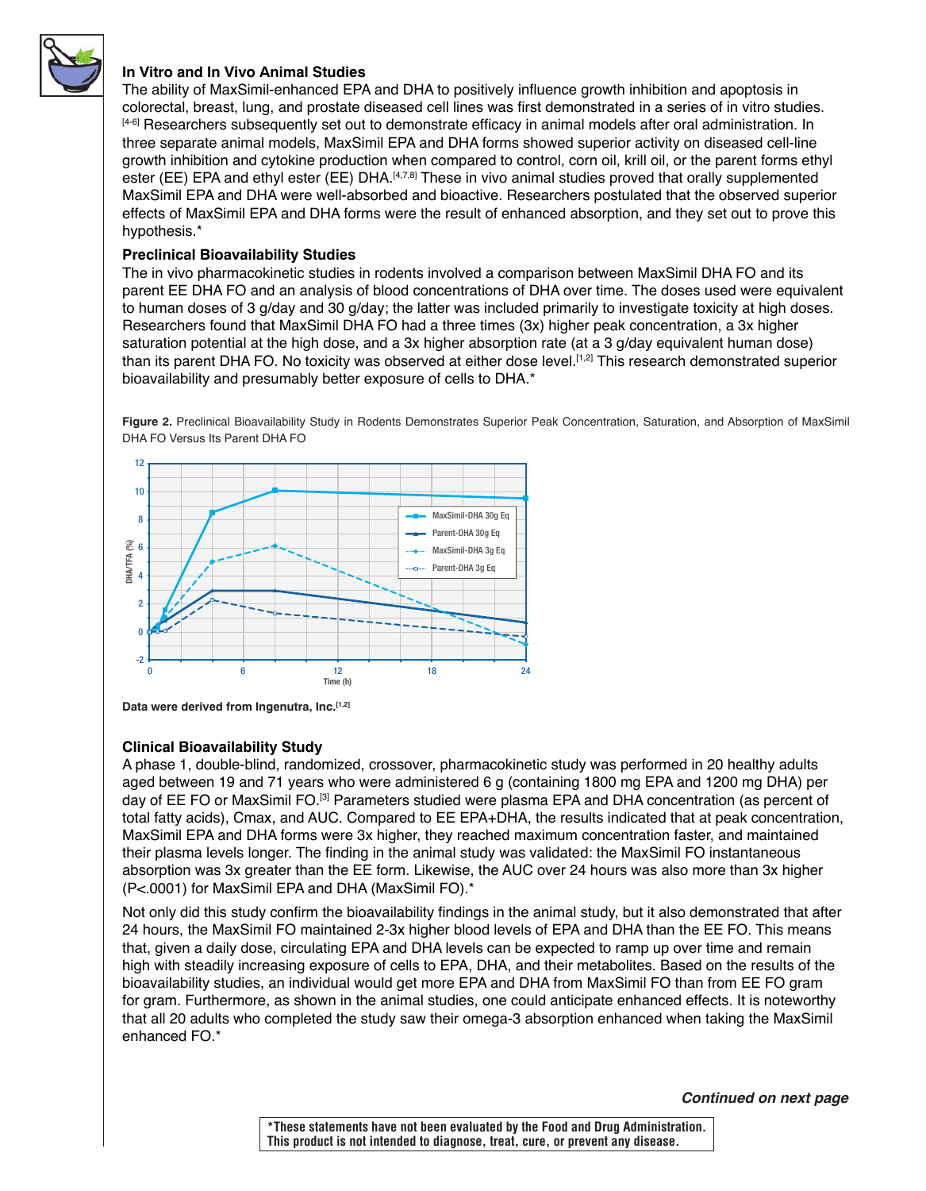### In Vitro and In Vivo Animal Studies

The ability of MaxSimil-enhanced EPA and DHA to positively influence growth inhibition and apoptosis in colorectal, breast, lung, and prostate diseased cell lines was first demonstrated in a series of in vitro studies.[4-6] Researchers subsequently set out to demonstrate efficacy in animal models after oral administration. In three separate animal models, MaxSimil EPA and DHA forms showed superior activity on diseased cell-line growth inhibition and cytokine production when compared to control, corn oil, krill oil, or the parent forms ethyl ester (EE) EPA and ethyl ester (EE) DHA.[4,7,8] These in vivo animal studies proved that orally supplemented MaxSimil EPA and DHA were well-absorbed and bioactive. Researchers postulated that the observed superior effects of MaxSimil EPA and DHA forms were the result of enhanced absorption, and they set out to prove this hypothesis.*

### Preclinical Bioavailability Studies

The in vivo pharmacokinetic studies in rodents involved a comparison between MaxSimil DHA FO and its parent EE DHA FO and an analysis of blood concentrations of DHA over time. The doses used were equivalent to human doses of 3 g/day and 30 g/day; the latter was included primarily to investigate toxicity at high doses. Researchers found that MaxSimil DHA FO had a three times (3x) higher peak concentration, a 3x higher saturation potential at the high dose, and a 3x higher absorption rate (at a 3 g/day equivalent human dose) than its parent DHA FO. No toxicity was observed at either dose level.[1,2] This research demonstrated superior bioavailability and presumably better exposure of cells to DHA.*

**Figure 2.** Preclinical Bioavailability Study in Rodents Demonstrates Superior Peak Concentration, Saturation, and Absorption of MaxSimil DHA FO Versus Its Parent DHA FO

**Data were derived from Ingenutra, Inc.**[1,2]

### Clinical Bioavailability Study

A phase 1, double-blind, randomized, crossover, pharmacokinetic study was performed in 20 healthy adults aged between 19 and 71 years who were administered 6 g (containing 1800 mg EPA and 1200 mg DHA) per day of EE FO or MaxSimil FO.[3] Parameters studied were plasma EPA and DHA concentration (as percent of total fatty acids), Cmax, and AUC. Compared to EE EPA+DHA, the results indicated that at peak concentration, MaxSimil EPA and DHA forms were 3x higher, they reached maximum concentration faster, and maintained their plasma levels longer. The finding in the animal study was validated: the MaxSimil FO instantaneous absorption was 3x greater than the EE form. Likewise, the AUC over 24 hours was also more than 3x higher ($P<.0001$) for MaxSimil EPA and DHA (MaxSimil FO).*

Not only did this study confirm the bioavailability findings in the animal study, but it also demonstrated that after 24 hours, the MaxSimil FO maintained 2-3x higher blood levels of EPA and DHA than the EE FO. This means that, given a daily dose, circulating EPA and DHA levels can be expected to ramp up over time and remain high with steadily increasing exposure of cells to EPA, DHA, and their metabolites. Based on the results of the bioavailability studies, an individual would get more EPA and DHA from MaxSimil FO than from EE FO gram for gram. Furthermore, as shown in the animal studies, one could anticipate enhanced effects. It is noteworthy that all 20 adults who completed the study saw their omega-3 absorption enhanced when taking the MaxSimil enhanced FO.*

***Continued on next page***

**\*These statements have not been evaluated by the Food and Drug Administration. This product is not intended to diagnose, treat, cure, or prevent any disease.**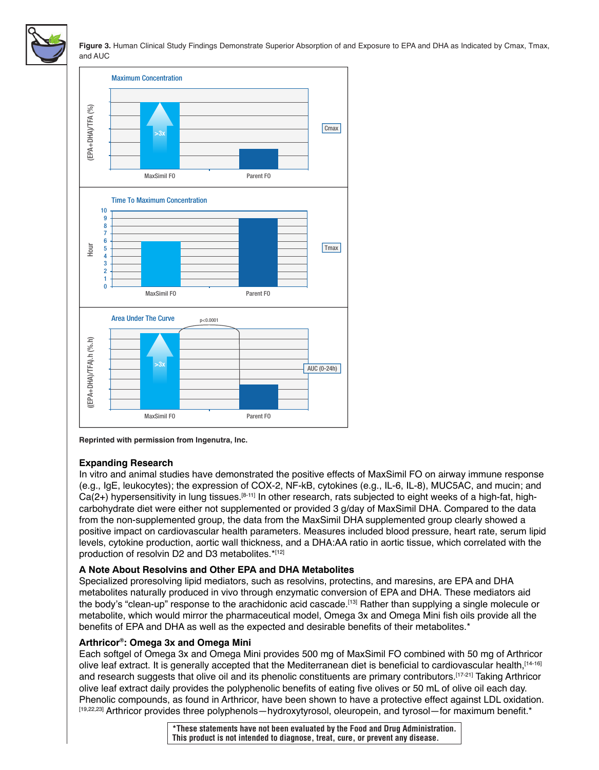**Figure 3.** Human Clinical Study Findings Demonstrate Superior Absorption of and Exposure to EPA and DHA as Indicated by Cmax, Tmax, and AUC

Maximum Concentration

(EPA+DHA)/TFA (%)

>3x

Cmax

MaxSimil FO　Parent FO

Time To Maximum Concentration

Hour

Tmax

MaxSimil FO　Parent FO

Area Under The Curve

p<0.0001

((EPA+DHA)/TFA).h (%.h)

>3x

AUC (0-24h)

MaxSimil FO　Parent FO

**Reprinted with permission from Ingenutra, Inc.**

### Expanding Research

In vitro and animal studies have demonstrated the positive effects of MaxSimil FO on airway immune response (e.g., IgE, leukocytes); the expression of COX-2, NF-kB, cytokines (e.g., IL-6, IL-8), MUC5AC, and mucin; and Ca(2+) hypersensitivity in lung tissues.[8-11] In other research, rats subjected to eight weeks of a high-fat, high-carbohydrate diet were either not supplemented or provided 3 g/day of MaxSimil DHA. Compared to the data from the non-supplemented group, the data from the MaxSimil DHA supplemented group clearly showed a positive impact on cardiovascular health parameters. Measures included blood pressure, heart rate, serum lipid levels, cytokine production, aortic wall thickness, and a DHA:AA ratio in aortic tissue, which correlated with the production of resolvin D2 and D3 metabolites.*[12]

### A Note About Resolvins and Other EPA and DHA Metabolites

Specialized proresolving lipid mediators, such as resolvins, protectins, and maresins, are EPA and DHA metabolites naturally produced in vivo through enzymatic conversion of EPA and DHA. These mediators aid the body's "clean-up" response to the arachidonic acid cascade.[13] Rather than supplying a single molecule or metabolite, which would mirror the pharmaceutical model, Omega 3x and Omega Mini fish oils provide all the benefits of EPA and DHA as well as the expected and desirable benefits of their metabolites.*

### Arthricor®: Omega 3x and Omega Mini

Each softgel of Omega 3x and Omega Mini provides 500 mg of MaxSimil FO combined with 50 mg of Arthricor olive leaf extract. It is generally accepted that the Mediterranean diet is beneficial to cardiovascular health,[14-16] and research suggests that olive oil and its phenolic constituents are primary contributors.[17-21] Taking Arthricor olive leaf extract daily provides the polyphenolic benefits of eating five olives or 50 mL of olive oil each day. Phenolic compounds, as found in Arthricor, have been shown to have a protective effect against LDL oxidation.[19,22,23] Arthricor provides three polyphenols—hydroxytyrosol, oleuropein, and tyrosol—for maximum benefit.*

**\*These statements have not been evaluated by the Food and Drug Administration. This product is not intended to diagnose, treat, cure, or prevent any disease.**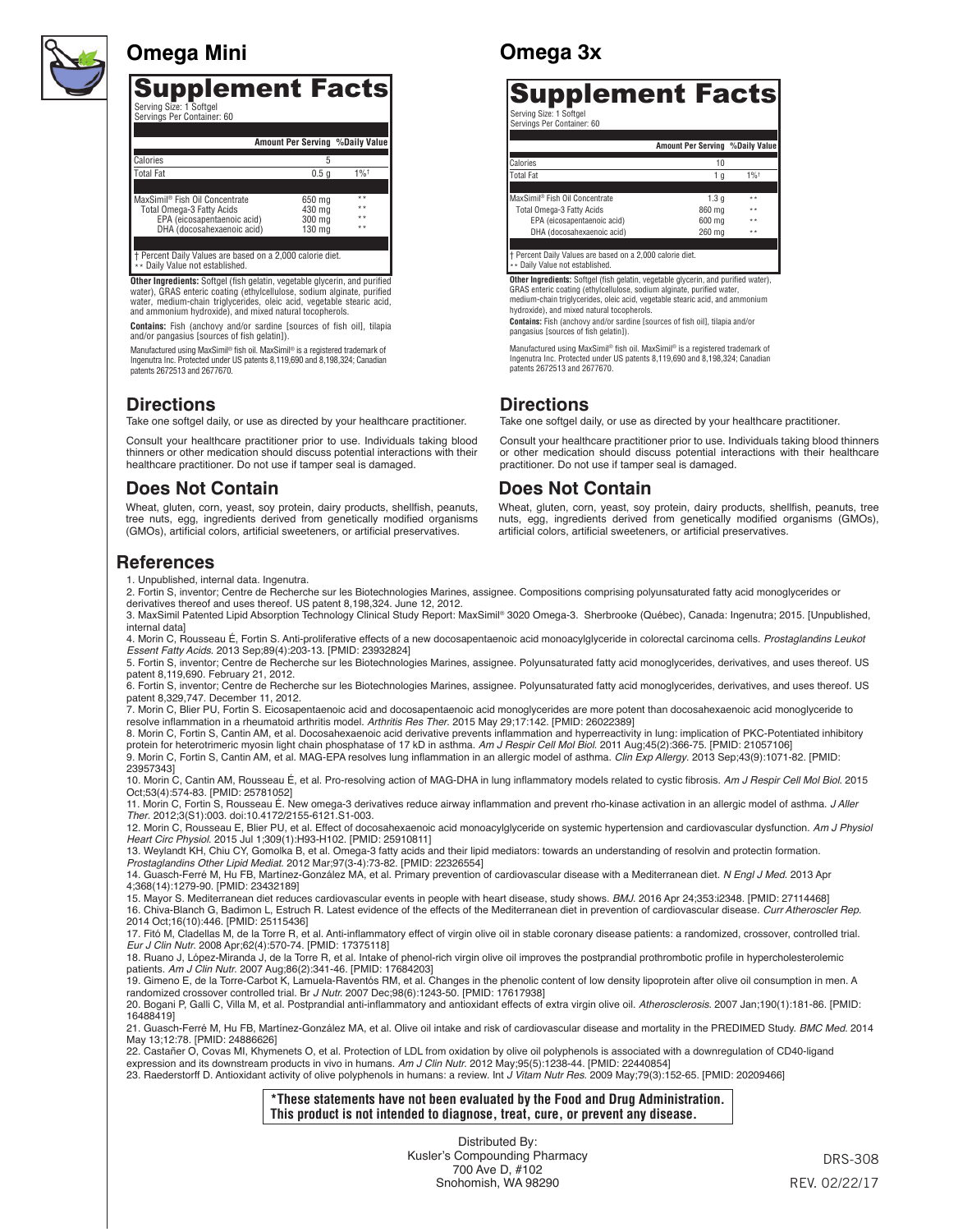## Omega Mini

### Supplement Facts

Serving Size: 1 Softgel
Servings Per Container: 60

| | Amount Per Serving | %Daily Value |
|---|---|---|
| Calories | 5 | |
| Total Fat | 0.5 g | 1%† |
| MaxSimil® Fish Oil Concentrate | 650 mg | ** |
| Total Omega-3 Fatty Acids | 430 mg | ** |
| EPA (eicosapentaenoic acid) | 300 mg | ** |
| DHA (docosahexaenoic acid) | 130 mg | ** |

† Percent Daily Values are based on a 2,000 calorie diet.
** Daily Value not established.

**Other Ingredients:** Softgel (fish gelatin, vegetable glycerin, and purified water), GRAS enteric coating (ethylcellulose, sodium alginate, purified water, medium-chain triglycerides, oleic acid, vegetable stearic acid, and ammonium hydroxide), and mixed natural tocopherols.

**Contains:** Fish (anchovy and/or sardine [sources of fish oil]), tilapia and/or pangasius [sources of fish gelatin]).

Manufactured using MaxSimil® fish oil. MaxSimil® is a registered trademark of Ingenutra Inc. Protected under US patents 8,119,690 and 8,198,324; Canadian patents 2672513 and 2677670.

### Directions

Take one softgel daily, or use as directed by your healthcare practitioner.

Consult your healthcare practitioner prior to use. Individuals taking blood thinners or other medication should discuss potential interactions with their healthcare practitioner. Do not use if tamper seal is damaged.

### Does Not Contain

Wheat, gluten, corn, yeast, soy protein, dairy products, shellfish, peanuts, tree nuts, egg, ingredients derived from genetically modified organisms (GMOs), artificial colors, artificial sweeteners, or artificial preservatives.

## Omega 3x

### Supplement Facts

Serving Size: 1 Softgel
Servings Per Container: 60

| | Amount Per Serving | %Daily Value |
|---|---|---|
| Calories | 10 | |
| Total Fat | 1 g | 1%† |
| MaxSimil® Fish Oil Concentrate | 1.3 g | ** |
| Total Omega-3 Fatty Acids | 860 mg | ** |
| EPA (eicosapentaenoic acid) | 600 mg | ** |
| DHA (docosahexaenoic acid) | 260 mg | ** |

† Percent Daily Values are based on a 2,000 calorie diet.
** Daily Value not established.

**Other Ingredients:** Softgel (fish gelatin, vegetable glycerin, and purified water), GRAS enteric coating (ethylcellulose, sodium alginate, purified water, medium-chain triglycerides, oleic acid, vegetable stearic acid, and ammonium hydroxide), and mixed natural tocopherols.

**Contains:** Fish (anchovy and/or sardine [sources of fish oil]), tilapia and/or pangasius [sources of fish gelatin]).

Manufactured using MaxSimil® fish oil. MaxSimil® is a registered trademark of Ingenutra Inc. Protected under US patents 8,119,690 and 8,198,324; Canadian patents 2672513 and 2677670.

### Directions

Take one softgel daily, or use as directed by your healthcare practitioner.

Consult your healthcare practitioner prior to use. Individuals taking blood thinners or other medication should discuss potential interactions with their healthcare practitioner. Do not use if tamper seal is damaged.

### Does Not Contain

Wheat, gluten, corn, yeast, soy protein, dairy products, shellfish, peanuts, tree nuts, egg, ingredients derived from genetically modified organisms (GMOs), artificial colors, artificial sweeteners, or artificial preservatives.

## References

1. Unpublished, internal data. Ingenutra.
2. Fortin S, inventor; Centre de Recherche sur les Biotechnologies Marines, assignee. Compositions comprising polyunsaturated fatty acid monoglycerides or derivatives thereof and uses thereof. US patent 8,198,324. June 12, 2012.
3. MaxSimil Patented Lipid Absorption Technology Clinical Study Report: MaxSimil® 3020 Omega-3. Sherbrooke (Québec), Canada: Ingenutra; 2015. [Unpublished, internal data]
4. Morin C, Rousseau É, Fortin S. Anti-proliferative effects of a new docosapentaenoic acid monoacylglyceride in colorectal carcinoma cells. *Prostaglandins Leukot Essent Fatty Acids.* 2013 Sep;89(4):203-13. [PMID: 23932824]
5. Fortin S, inventor; Centre de Recherche sur les Biotechnologies Marines, assignee. Polyunsaturated fatty acid monoglycerides, derivatives, and uses thereof. US patent 8,119,690. February 21, 2012.
6. Fortin S, inventor; Centre de Recherche sur les Biotechnologies Marines, assignee. Polyunsaturated fatty acid monoglycerides, derivatives, and uses thereof. US patent 8,329,747. December 11, 2012.
7. Morin C, Blier PU, Fortin S. Eicosapentaenoic acid and docosapentaenoic acid monoglycerides are more potent than docosahexaenoic acid monoglyceride to resolve inflammation in a rheumatoid arthritis model. *Arthritis Res Ther.* 2015 May 29;17:142. [PMID: 26022389]
8. Morin C, Fortin S, Cantin AM, et al. Docosahexaenoic acid derivative prevents inflammation and hyperreactivity in lung: implication of PKC-Potentiated inhibitory protein for heterotrimeric myosin light chain phosphatase of 17 kD in asthma. *Am J Respir Cell Mol Biol.* 2011 Aug;45(2):366-75. [PMID: 21057106]
9. Morin C, Fortin S, Cantin AM, et al. MAG-EPA resolves lung inflammation in an allergic model of asthma. *Clin Exp Allergy.* 2013 Sep;43(9):1071-82. [PMID: 23957343]
10. Morin C, Cantin AM, Rousseau É, et al. Pro-resolving action of MAG-DHA in lung inflammatory models related to cystic fibrosis. *Am J Respir Cell Mol Biol.* 2015 Oct;53(4):574-83. [PMID: 25781052]
11. Morin C, Fortin S, Rousseau É. New omega-3 derivatives reduce airway inflammation and prevent rho-kinase activation in an allergic model of asthma. *J Aller Ther.* 2012;3(S1):003. doi:10.4172/2155-6121.S1-003.
12. Morin C, Rousseau E, Blier PU, et al. Effect of docosahexaenoic acid monoacylglyceride on systemic hypertension and cardiovascular dysfunction. *Am J Physiol Heart Circ Physiol.* 2015 Jul 1;309(1):H93-H102. [PMID: 25910811]
13. Weylandt KH, Chiu CY, Gomolka B, et al. Omega-3 fatty acids and their lipid mediators: towards an understanding of resolvin and protectin formation. *Prostaglandins Other Lipid Mediat.* 2012 Mar;97(3-4):73-82. [PMID: 22326554]
14. Guasch-Ferré M, Hu FB, Martínez-González MA, et al. Primary prevention of cardiovascular disease with a Mediterranean diet. *N Engl J Med.* 2013 Apr 4;368(14):1279-90. [PMID: 23432189]
15. Mayor S. Mediterranean diet reduces cardiovascular events in people with heart disease, study shows. *BMJ.* 2016 Apr 24;353:i2348. [PMID: 27114468]
16. Chiva-Blanch G, Badimon L, Estruch R. Latest evidence of the effects of the Mediterranean diet in prevention of cardiovascular disease. *Curr Atheroscler Rep.* 2014 Oct;16(10):446. [PMID: 25115436]
17. Fitó M, Cladellas M, de la Torre R, et al. Anti-inflammatory effect of virgin olive oil in stable coronary disease patients: a randomized, crossover, controlled trial. *Eur J Clin Nutr.* 2008 Apr;62(4):570-74. [PMID: 17375118]
18. Ruano J, López-Miranda J, de la Torre R, et al. Intake of phenol-rich virgin olive oil improves the postprandial prothrombotic profile in hypercholesterolemic patients. *Am J Clin Nutr.* 2007 Aug;86(2):341-46. [PMID: 17684203]
19. Gimeno E, de la Torre-Carbot K, Lamuela-Raventós RM, et al. Changes in the phenolic content of low density lipoprotein after olive oil consumption in men. A randomized crossover controlled trial. Br *J Nutr.* 2007 Dec;98(6):1243-50. [PMID: 17617938]
20. Bogani P, Galli C, Villa M, et al. Postprandial anti-inflammatory and antioxidant effects of extra virgin olive oil. *Atherosclerosis.* 2007 Jan;190(1):181-86. [PMID: 16488419]
21. Guasch-Ferré M, Hu FB, Martínez-González MA, et al. Olive oil intake and risk of cardiovascular disease and mortality in the PREDIMED Study. *BMC Med.* 2014 May 13;12:78. [PMID: 24886626]
22. Castañer O, Covas MI, Khymenets O, et al. Protection of LDL from oxidation by olive oil polyphenols is associated with a downregulation of CD40-ligand expression and its downstream products in vivo in humans. *Am J Clin Nutr.* 2012 May;95(5):1238-44. [PMID: 22440854]
23. Raederstorff D. Antioxidant activity of olive polyphenols in humans: a review. Int *J Vitam Nutr Res.* 2009 May;79(3):152-65. [PMID: 20209466]

**\*These statements have not been evaluated by the Food and Drug Administration. This product is not intended to diagnose, treat, cure, or prevent any disease.**

Distributed By:
Kusler's Compounding Pharmacy
700 Ave D, #102
Snohomish, WA 98290

DRS-308
REV. 02/22/17